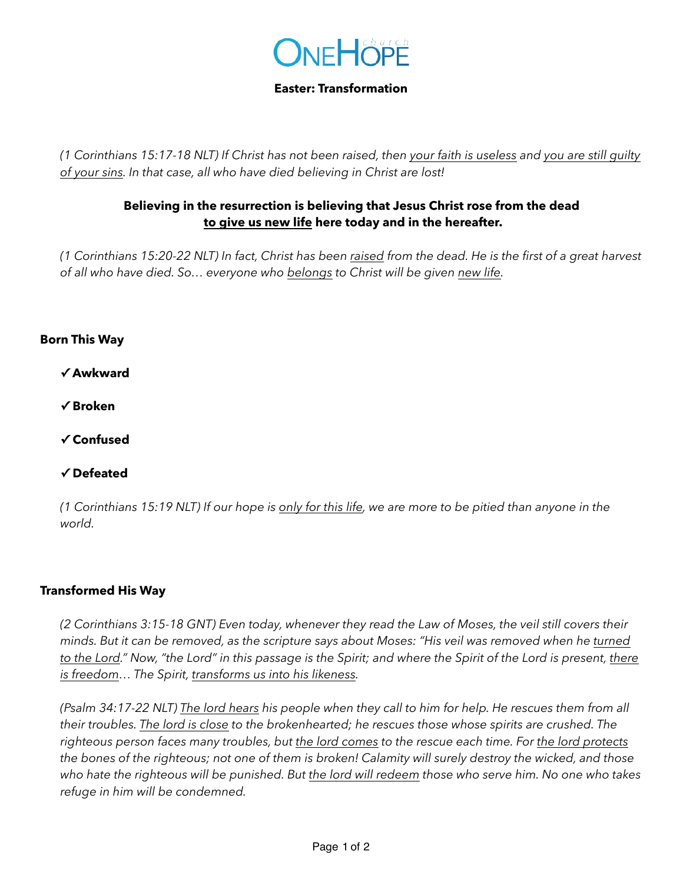# ONEHOPE church

## Easter: Transformation

*(1 Corinthians 15:17-18 NLT) If Christ has not been raised, then <u>your faith is useless</u> and <u>you are still guilty of your sins</u>. In that case, all who have died believing in Christ are lost!*

**Believing in the resurrection is believing that Jesus Christ rose from the dead <u>to give us new life</u> here today and in the hereafter.**

*(1 Corinthians 15:20-22 NLT) In fact, Christ has been <u>raised</u> from the dead. He is the first of a great harvest of all who have died. So… everyone who <u>belongs</u> to Christ will be given <u>new life</u>.*

### Born This Way

- ✓ **Awkward**
- ✓ **Broken**
- ✓ **Confused**
- ✓ **Defeated**

*(1 Corinthians 15:19 NLT) If our hope is <u>only for this life</u>, we are more to be pitied than anyone in the world.*

### Transformed His Way

*(2 Corinthians 3:15-18 GNT) Even today, whenever they read the Law of Moses, the veil still covers their minds. But it can be removed, as the scripture says about Moses: "His veil was removed when he <u>turned to the Lord</u>." Now, "the Lord" in this passage is the Spirit; and where the Spirit of the Lord is present, <u>there is freedom</u>… The Spirit, <u>transforms us into his likeness</u>.*

*(Psalm 34:17-22 NLT) <u>The lord hears</u> his people when they call to him for help. He rescues them from all their troubles. <u>The lord is close</u> to the brokenhearted; he rescues those whose spirits are crushed. The righteous person faces many troubles, but <u>the lord comes</u> to the rescue each time. For <u>the lord protects</u> the bones of the righteous; not one of them is broken! Calamity will surely destroy the wicked, and those who hate the righteous will be punished. But <u>the lord will redeem</u> those who serve him. No one who takes refuge in him will be condemned.*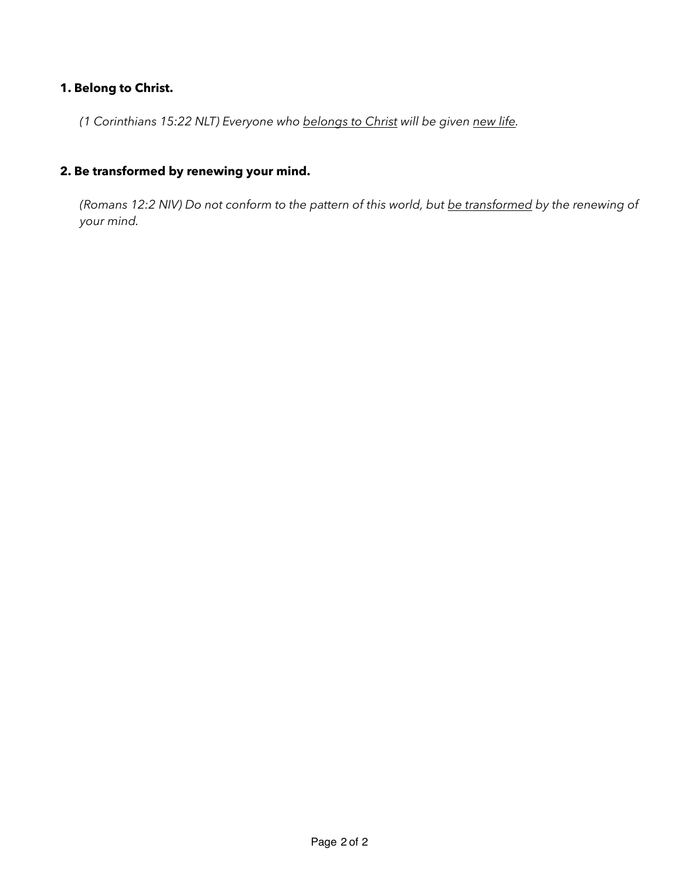**1. Belong to Christ.**

*(1 Corinthians 15:22 NLT) Everyone who <u>belongs to Christ</u> will be given <u>new life</u>.*

**2. Be transformed by renewing your mind.**

*(Romans 12:2 NIV) Do not conform to the pattern of this world, but <u>be transformed</u> by the renewing of your mind.*